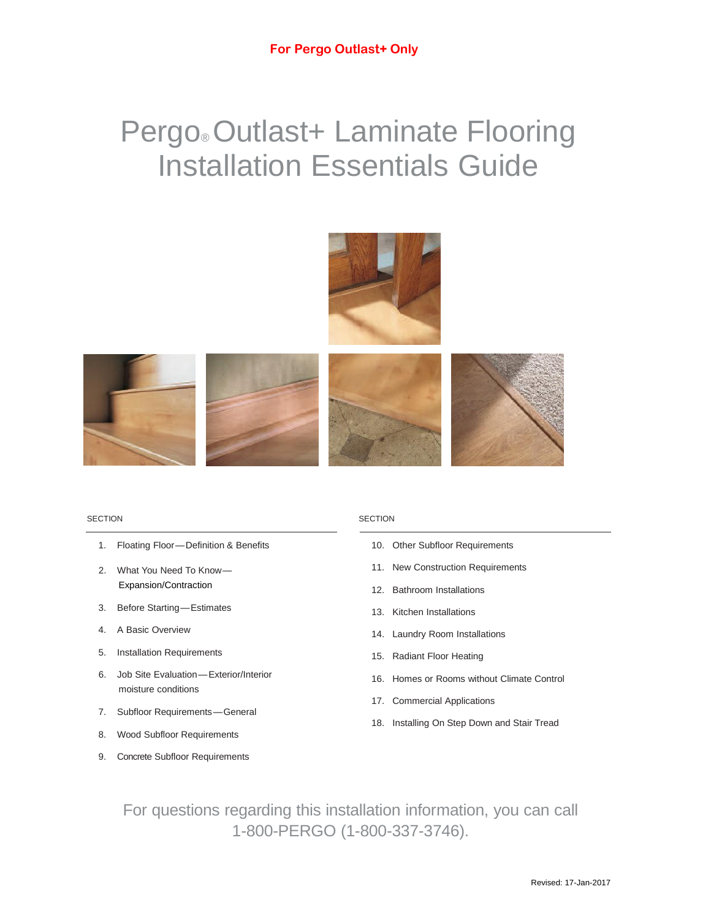**For Pergo Outlast+ Only**

# Pergo® Outlast+ Laminate Flooring Installation Essentials Guide

| SECTION | |
|---|---|
| 1. | Floating Floor—Definition & Benefits |
| 2. | What You Need To Know—Expansion/Contraction |
| 3. | Before Starting—Estimates |
| 4. | A Basic Overview |
| 5. | Installation Requirements |
| 6. | Job Site Evaluation—Exterior/Interior moisture conditions |
| 7. | Subfloor Requirements—General |
| 8. | Wood Subfloor Requirements |
| 9. | Concrete Subfloor Requirements |

| SECTION | |
|---|---|
| 10. | Other Subfloor Requirements |
| 11. | New Construction Requirements |
| 12. | Bathroom Installations |
| 13. | Kitchen Installations |
| 14. | Laundry Room Installations |
| 15. | Radiant Floor Heating |
| 16. | Homes or Rooms without Climate Control |
| 17. | Commercial Applications |
| 18. | Installing On Step Down and Stair Tread |

For questions regarding this installation information, you can call 1-800-PERGO (1-800-337-3746).

Revised: 17-Jan-2017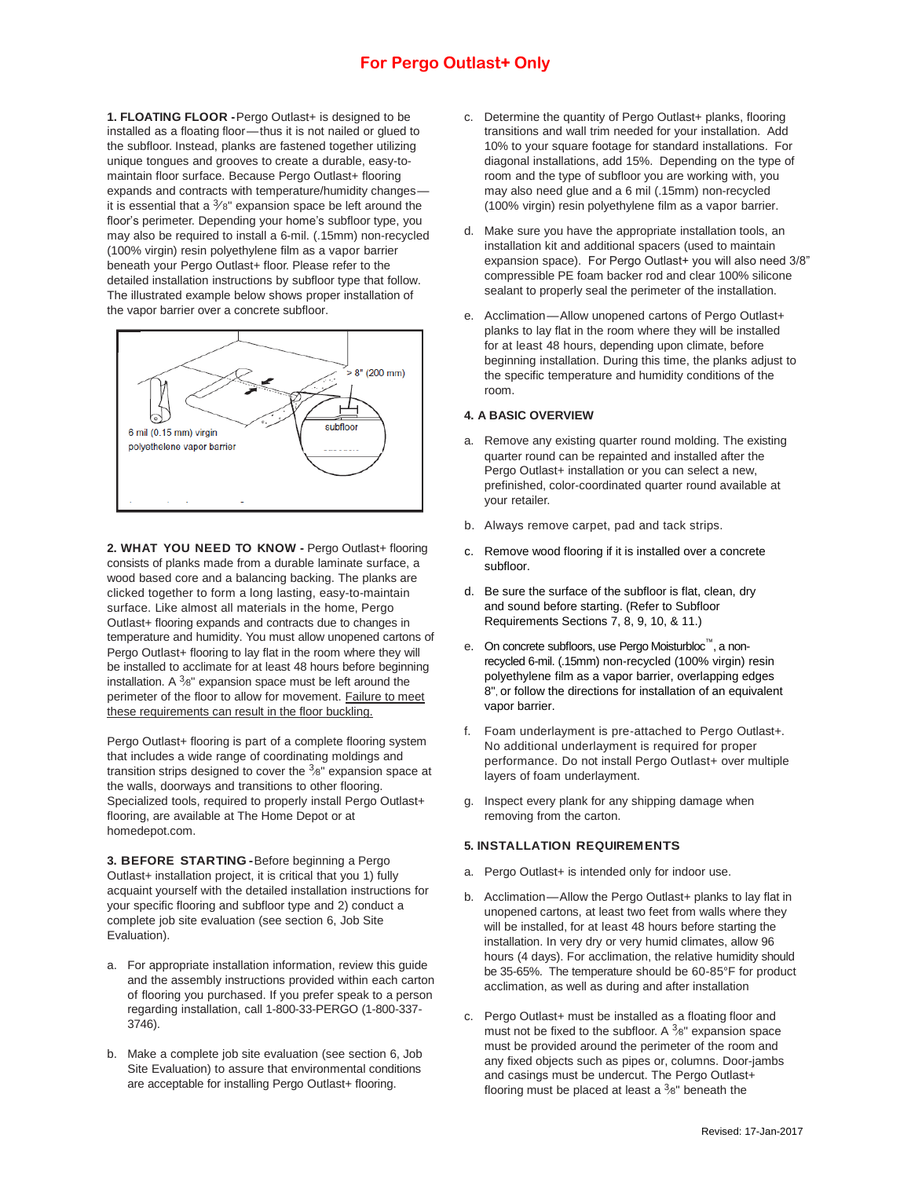## For Pergo Outlast+ Only

**1. FLOATING FLOOR -** Pergo Outlast+ is designed to be installed as a floating floor—thus it is not nailed or glued to the subfloor. Instead, planks are fastened together utilizing unique tongues and grooves to create a durable, easy-to-maintain floor surface. Because Pergo Outlast+ flooring expands and contracts with temperature/humidity changes—it is essential that a 3/8" expansion space be left around the floor's perimeter. Depending your home's subfloor type, you may also be required to install a 6-mil. (.15mm) non-recycled (100% virgin) resin polyethylene film as a vapor barrier beneath your Pergo Outlast+ floor. Please refer to the detailed installation instructions by subfloor type that follow. The illustrated example below shows proper installation of the vapor barrier over a concrete subfloor.

> 8" (200 mm)

subfloor

6 mil (0.15 mm) virgin polyethelene vapor barrier

**2. WHAT YOU NEED TO KNOW -** Pergo Outlast+ flooring consists of planks made from a durable laminate surface, a wood based core and a balancing backing. The planks are clicked together to form a long lasting, easy-to-maintain surface. Like almost all materials in the home, Pergo Outlast+ flooring expands and contracts due to changes in temperature and humidity. You must allow unopened cartons of Pergo Outlast+ flooring to lay flat in the room where they will be installed to acclimate for at least 48 hours before beginning installation. A 3/8" expansion space must be left around the perimeter of the floor to allow for movement. Failure to meet these requirements can result in the floor buckling.

Pergo Outlast+ flooring is part of a complete flooring system that includes a wide range of coordinating moldings and transition strips designed to cover the 3/8" expansion space at the walls, doorways and transitions to other flooring. Specialized tools, required to properly install Pergo Outlast+ flooring, are available at The Home Depot or at homedepot.com.

**3. BEFORE STARTING -** Before beginning a Pergo Outlast+ installation project, it is critical that you 1) fully acquaint yourself with the detailed installation instructions for your specific flooring and subfloor type and 2) conduct a complete job site evaluation (see section 6, Job Site Evaluation).

a. For appropriate installation information, review this guide and the assembly instructions provided within each carton of flooring you purchased. If you prefer speak to a person regarding installation, call 1-800-33-PERGO (1-800-337-3746).

b. Make a complete job site evaluation (see section 6, Job Site Evaluation) to assure that environmental conditions are acceptable for installing Pergo Outlast+ flooring.

c. Determine the quantity of Pergo Outlast+ planks, flooring transitions and wall trim needed for your installation. Add 10% to your square footage for standard installations. For diagonal installations, add 15%. Depending on the type of room and the type of subfloor you are working with, you may also need glue and a 6 mil (.15mm) non-recycled (100% virgin) resin polyethylene film as a vapor barrier.

d. Make sure you have the appropriate installation tools, an installation kit and additional spacers (used to maintain expansion space). For Pergo Outlast+ you will also need 3/8" compressible PE foam backer rod and clear 100% silicone sealant to properly seal the perimeter of the installation.

e. Acclimation—Allow unopened cartons of Pergo Outlast+ planks to lay flat in the room where they will be installed for at least 48 hours, depending upon climate, before beginning installation. During this time, the planks adjust to the specific temperature and humidity conditions of the room.

**4. A BASIC OVERVIEW**

a. Remove any existing quarter round molding. The existing quarter round can be repainted and installed after the Pergo Outlast+ installation or you can select a new, prefinished, color-coordinated quarter round available at your retailer.

b. Always remove carpet, pad and tack strips.

c. Remove wood flooring if it is installed over a concrete subfloor.

d. Be sure the surface of the subfloor is flat, clean, dry and sound before starting. (Refer to Subfloor Requirements Sections 7, 8, 9, 10, & 11.)

e. On concrete subfloors, use Pergo Moisturbloc™, a non-recycled 6-mil. (.15mm) non-recycled (100% virgin) resin polyethylene film as a vapor barrier, overlapping edges 8", or follow the directions for installation of an equivalent vapor barrier.

f. Foam underlayment is pre-attached to Pergo Outlast+. No additional underlayment is required for proper performance. Do not install Pergo Outlast+ over multiple layers of foam underlayment.

g. Inspect every plank for any shipping damage when removing from the carton.

**5. INSTALLATION REQUIREMENTS**

a. Pergo Outlast+ is intended only for indoor use.

b. Acclimation—Allow the Pergo Outlast+ planks to lay flat in unopened cartons, at least two feet from walls where they will be installed, for at least 48 hours before starting the installation. In very dry or very humid climates, allow 96 hours (4 days). For acclimation, the relative humidity should be 35-65%. The temperature should be 60-85°F for product acclimation, as well as during and after installation

c. Pergo Outlast+ must be installed as a floating floor and must not be fixed to the subfloor. A 3/8" expansion space must be provided around the perimeter of the room and any fixed objects such as pipes or, columns. Door-jambs and casings must be undercut. The Pergo Outlast+ flooring must be placed at least a 3/8" beneath the

Revised: 17-Jan-2017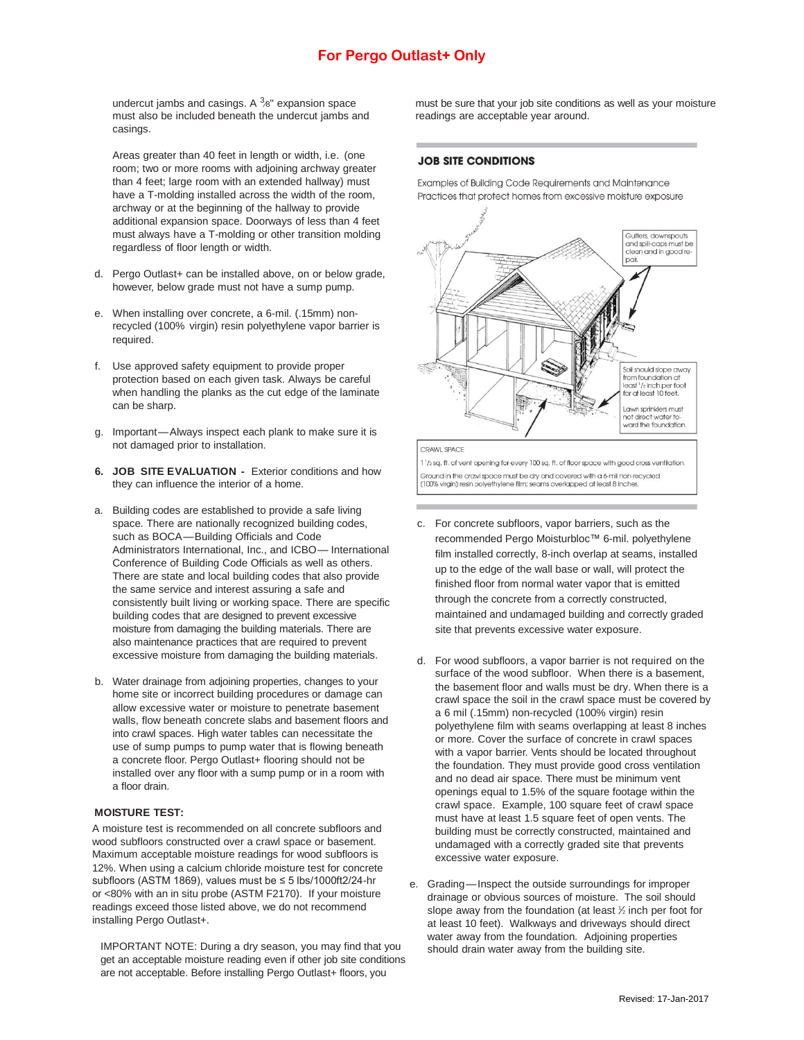undercut jambs and casings. A 3/8" expansion space must also be included beneath the undercut jambs and casings.

Areas greater than 40 feet in length or width, i.e. (one room; two or more rooms with adjoining archway greater than 4 feet; large room with an extended hallway) must have a T-molding installed across the width of the room, archway or at the beginning of the hallway to provide additional expansion space. Doorways of less than 4 feet must always have a T-molding or other transition molding regardless of floor length or width.

d. Pergo Outlast+ can be installed above, on or below grade, however, below grade must not have a sump pump.

e. When installing over concrete, a 6-mil. (.15mm) non-recycled (100% virgin) resin polyethylene vapor barrier is required.

f. Use approved safety equipment to provide proper protection based on each given task. Always be careful when handling the planks as the cut edge of the laminate can be sharp.

g. Important—Always inspect each plank to make sure it is not damaged prior to installation.

**6. JOB SITE EVALUATION -** Exterior conditions and how they can influence the interior of a home.

a. Building codes are established to provide a safe living space. There are nationally recognized building codes, such as BOCA—Building Officials and Code Administrators International, Inc., and ICBO— International Conference of Building Code Officials as well as others. There are state and local building codes that also provide the same service and interest assuring a safe and consistently built living or working space. There are specific building codes that are designed to prevent excessive moisture from damaging the building materials. There are also maintenance practices that are required to prevent excessive moisture from damaging the building materials.

b. Water drainage from adjoining properties, changes to your home site or incorrect building procedures or damage can allow excessive water or moisture to penetrate basement walls, flow beneath concrete slabs and basement floors and into crawl spaces. High water tables can necessitate the use of sump pumps to pump water that is flowing beneath a concrete floor. Pergo Outlast+ flooring should not be installed over any floor with a sump pump or in a room with a floor drain.

**MOISTURE TEST:**

A moisture test is recommended on all concrete subfloors and wood subfloors constructed over a crawl space or basement. Maximum acceptable moisture readings for wood subfloors is 12%. When using a calcium chloride moisture test for concrete subfloors (ASTM 1869), values must be ≤ 5 lbs/1000ft2/24-hr or <80% with an in situ probe (ASTM F2170). If your moisture readings exceed those listed above, we do not recommend installing Pergo Outlast+.

IMPORTANT NOTE: During a dry season, you may find that you get an acceptable moisture reading even if other job site conditions are not acceptable. Before installing Pergo Outlast+ floors, you must be sure that your job site conditions as well as your moisture readings are acceptable year around.

**JOB SITE CONDITIONS**

Examples of Building Code Requirements and Maintenance Practices that protect homes from excessive moisture exposure

Gutters, downspouts and spill-caps must be clean and in good repair.

Soil should slope away from foundation at least 1/2 inch per foot for at least 10 feet.

Lawn sprinklers must not direct water toward the foundation.

CRAWL SPACE

1 1/2 sq. ft. of vent opening for every 100 sq. ft. of floor space with good cross ventilation.

Ground in the crawl space must be dry and covered with a 6-mil non-recycled (100% virgin) resin polyethylene film; seams overlapped at least 8 inches.

c. For concrete subfloors, vapor barriers, such as the recommended Pergo Moisturbloc™ 6-mil. polyethylene film installed correctly, 8-inch overlap at seams, installed up to the edge of the wall base or wall, will protect the finished floor from normal water vapor that is emitted through the concrete from a correctly constructed, maintained and undamaged building and correctly graded site that prevents excessive water exposure.

d. For wood subfloors, a vapor barrier is not required on the surface of the wood subfloor. When there is a basement, the basement floor and walls must be dry. When there is a crawl space the soil in the crawl space must be covered by a 6 mil (.15mm) non-recycled (100% virgin) resin polyethylene film with seams overlapping at least 8 inches or more. Cover the surface of concrete in crawl spaces with a vapor barrier. Vents should be located throughout the foundation. They must provide good cross ventilation and no dead air space. There must be minimum vent openings equal to 1.5% of the square footage within the crawl space. Example, 100 square feet of crawl space must have at least 1.5 square feet of open vents. The building must be correctly constructed, maintained and undamaged with a correctly graded site that prevents excessive water exposure.

e. Grading—Inspect the outside surroundings for improper drainage or obvious sources of moisture. The soil should slope away from the foundation (at least ½ inch per foot for at least 10 feet). Walkways and driveways should direct water away from the foundation. Adjoining properties should drain water away from the building site.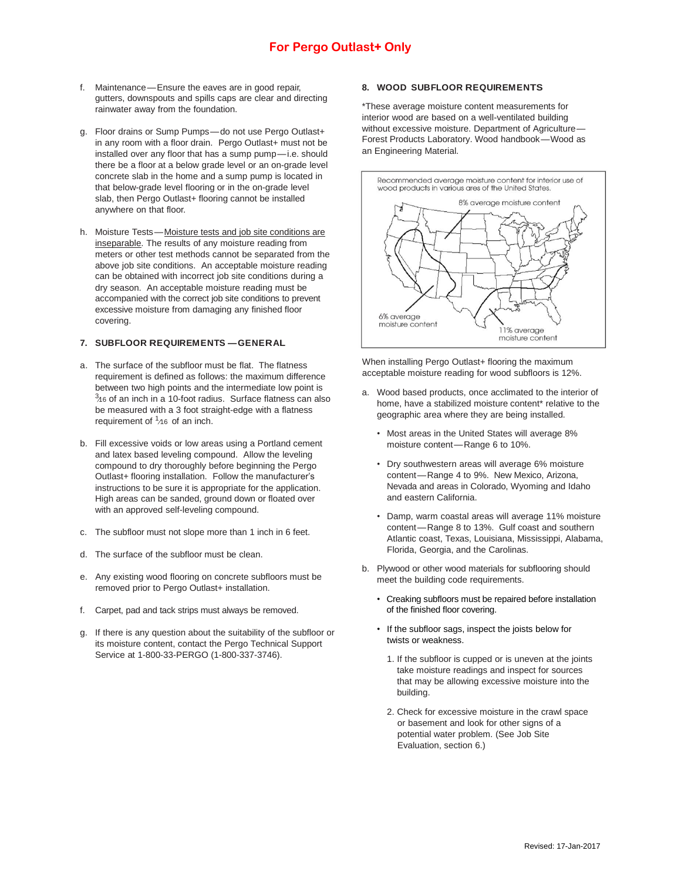f. Maintenance — Ensure the eaves are in good repair, gutters, downspouts and spills caps are clear and directing rainwater away from the foundation.

g. Floor drains or Sump Pumps — do not use Pergo Outlast+ in any room with a floor drain. Pergo Outlast+ must not be installed over any floor that has a sump pump — i.e. should there be a floor at a below grade level or an on-grade level concrete slab in the home and a sump pump is located in that below-grade level flooring or in the on-grade level slab, then Pergo Outlast+ flooring cannot be installed anywhere on that floor.

h. Moisture Tests — Moisture tests and job site conditions are inseparable. The results of any moisture reading from meters or other test methods cannot be separated from the above job site conditions. An acceptable moisture reading can be obtained with incorrect job site conditions during a dry season. An acceptable moisture reading must be accompanied with the correct job site conditions to prevent excessive moisture from damaging any finished floor covering.

## 7. SUBFLOOR REQUIREMENTS — GENERAL

a. The surface of the subfloor must be flat. The flatness requirement is defined as follows: the maximum difference between two high points and the intermediate low point is $^{3}/_{16}$ of an inch in a 10-foot radius. Surface flatness can also be measured with a 3 foot straight-edge with a flatness requirement of $^{1}/_{16}$ of an inch.

b. Fill excessive voids or low areas using a Portland cement and latex based leveling compound. Allow the leveling compound to dry thoroughly before beginning the Pergo Outlast+ flooring installation. Follow the manufacturer's instructions to be sure it is appropriate for the application. High areas can be sanded, ground down or floated over with an approved self-leveling compound.

c. The subfloor must not slope more than 1 inch in 6 feet.

d. The surface of the subfloor must be clean.

e. Any existing wood flooring on concrete subfloors must be removed prior to Pergo Outlast+ installation.

f. Carpet, pad and tack strips must always be removed.

g. If there is any question about the suitability of the subfloor or its moisture content, contact the Pergo Technical Support Service at 1-800-33-PERGO (1-800-337-3746).

## 8. WOOD SUBFLOOR REQUIREMENTS

*These average moisture content measurements for interior wood are based on a well-ventilated building without excessive moisture. Department of Agriculture — Forest Products Laboratory. Wood handbook — Wood as an Engineering Material.

Recommended average moisture content for interior use of wood products in various ares of the United States.

8% average moisture content

6% average moisture content

11% average moisture content

When installing Pergo Outlast+ flooring the maximum acceptable moisture reading for wood subfloors is 12%.

a. Wood based products, once acclimated to the interior of home, have a stabilized moisture content* relative to the geographic area where they are being installed.

- Most areas in the United States will average 8% moisture content — Range 6 to 10%.
- Dry southwestern areas will average 6% moisture content — Range 4 to 9%. New Mexico, Arizona, Nevada and areas in Colorado, Wyoming and Idaho and eastern California.
- Damp, warm coastal areas will average 11% moisture content — Range 8 to 13%. Gulf coast and southern Atlantic coast, Texas, Louisiana, Mississippi, Alabama, Florida, Georgia, and the Carolinas.

b. Plywood or other wood materials for subflooring should meet the building code requirements.

- Creaking subfloors must be repaired before installation of the finished floor covering.
- If the subfloor sags, inspect the joists below for twists or weakness.
  1. If the subfloor is cupped or is uneven at the joints take moisture readings and inspect for sources that may be allowing excessive moisture into the building.
  2. Check for excessive moisture in the crawl space or basement and look for other signs of a potential water problem. (See Job Site Evaluation, section 6.)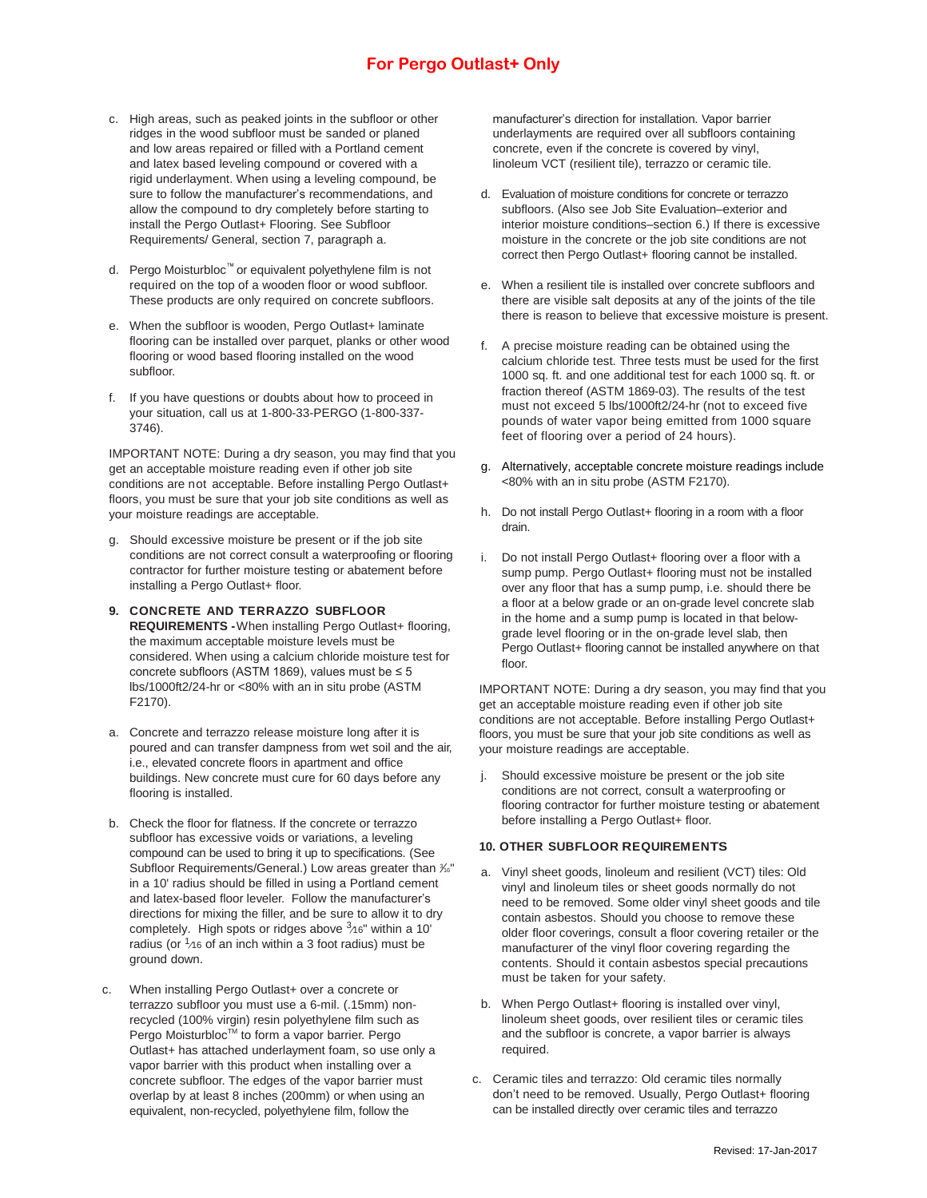## For Pergo Outlast+ Only

c. High areas, such as peaked joints in the subfloor or other ridges in the wood subfloor must be sanded or planed and low areas repaired or filled with a Portland cement and latex based leveling compound or covered with a rigid underlayment. When using a leveling compound, be sure to follow the manufacturer's recommendations, and allow the compound to dry completely before starting to install the Pergo Outlast+ Flooring. See Subfloor Requirements/ General, section 7, paragraph a.

d. Pergo Moisturbloc™ or equivalent polyethylene film is not required on the top of a wooden floor or wood subfloor. These products are only required on concrete subfloors.

e. When the subfloor is wooden, Pergo Outlast+ laminate flooring can be installed over parquet, planks or other wood flooring or wood based flooring installed on the wood subfloor.

f. If you have questions or doubts about how to proceed in your situation, call us at 1-800-33-PERGO (1-800-337-3746).

IMPORTANT NOTE: During a dry season, you may find that you get an acceptable moisture reading even if other job site conditions are not acceptable. Before installing Pergo Outlast+ floors, you must be sure that your job site conditions as well as your moisture readings are acceptable.

g. Should excessive moisture be present or if the job site conditions are not correct consult a waterproofing or flooring contractor for further moisture testing or abatement before installing a Pergo Outlast+ floor.

**9. CONCRETE AND TERRAZZO SUBFLOOR REQUIREMENTS -** When installing Pergo Outlast+ flooring, the maximum acceptable moisture levels must be considered. When using a calcium chloride moisture test for concrete subfloors (ASTM 1869), values must be ≤ 5 lbs/1000ft2/24-hr or <80% with an in situ probe (ASTM F2170).

a. Concrete and terrazzo release moisture long after it is poured and can transfer dampness from wet soil and the air, i.e., elevated concrete floors in apartment and office buildings. New concrete must cure for 60 days before any flooring is installed.

b. Check the floor for flatness. If the concrete or terrazzo subfloor has excessive voids or variations, a leveling compound can be used to bring it up to specifications. (See Subfloor Requirements/General.) Low areas greater than 3/16" in a 10' radius should be filled in using a Portland cement and latex-based floor leveler. Follow the manufacturer's directions for mixing the filler, and be sure to allow it to dry completely. High spots or ridges above 3/16" within a 10' radius (or 1/16 of an inch within a 3 foot radius) must be ground down.

c. When installing Pergo Outlast+ over a concrete or terrazzo subfloor you must use a 6-mil. (.15mm) non-recycled (100% virgin) resin polyethylene film such as Pergo Moisturbloc™ to form a vapor barrier. Pergo Outlast+ has attached underlayment foam, so use only a vapor barrier with this product when installing over a concrete subfloor. The edges of the vapor barrier must overlap by at least 8 inches (200mm) or when using an equivalent, non-recycled, polyethylene film, follow the manufacturer's direction for installation. Vapor barrier underlayments are required over all subfloors containing concrete, even if the concrete is covered by vinyl, linoleum VCT (resilient tile), terrazzo or ceramic tile.

d. Evaluation of moisture conditions for concrete or terrazzo subfloors. (Also see Job Site Evaluation–exterior and interior moisture conditions–section 6.) If there is excessive moisture in the concrete or the job site conditions are not correct then Pergo Outlast+ flooring cannot be installed.

e. When a resilient tile is installed over concrete subfloors and there are visible salt deposits at any of the joints of the tile there is reason to believe that excessive moisture is present.

f. A precise moisture reading can be obtained using the calcium chloride test. Three tests must be used for the first 1000 sq. ft. and one additional test for each 1000 sq. ft. or fraction thereof (ASTM 1869-03). The results of the test must not exceed 5 lbs/1000ft2/24-hr (not to exceed five pounds of water vapor being emitted from 1000 square feet of flooring over a period of 24 hours).

g. Alternatively, acceptable concrete moisture readings include <80% with an in situ probe (ASTM F2170).

h. Do not install Pergo Outlast+ flooring in a room with a floor drain.

i. Do not install Pergo Outlast+ flooring over a floor with a sump pump. Pergo Outlast+ flooring must not be installed over any floor that has a sump pump, i.e. should there be a floor at a below grade or an on-grade level concrete slab in the home and a sump pump is located in that below-grade level flooring or in the on-grade level slab, then Pergo Outlast+ flooring cannot be installed anywhere on that floor.

IMPORTANT NOTE: During a dry season, you may find that you get an acceptable moisture reading even if other job site conditions are not acceptable. Before installing Pergo Outlast+ floors, you must be sure that your job site conditions as well as your moisture readings are acceptable.

j. Should excessive moisture be present or the job site conditions are not correct, consult a waterproofing or flooring contractor for further moisture testing or abatement before installing a Pergo Outlast+ floor.

**10. OTHER SUBFLOOR REQUIREMENTS**

a. Vinyl sheet goods, linoleum and resilient (VCT) tiles: Old vinyl and linoleum tiles or sheet goods normally do not need to be removed. Some older vinyl sheet goods and tile contain asbestos. Should you choose to remove these older floor coverings, consult a floor covering retailer or the manufacturer of the vinyl floor covering regarding the contents. Should it contain asbestos special precautions must be taken for your safety.

b. When Pergo Outlast+ flooring is installed over vinyl, linoleum sheet goods, over resilient tiles or ceramic tiles and the subfloor is concrete, a vapor barrier is always required.

c. Ceramic tiles and terrazzo: Old ceramic tiles normally don't need to be removed. Usually, Pergo Outlast+ flooring can be installed directly over ceramic tiles and terrazzo

Revised: 17-Jan-2017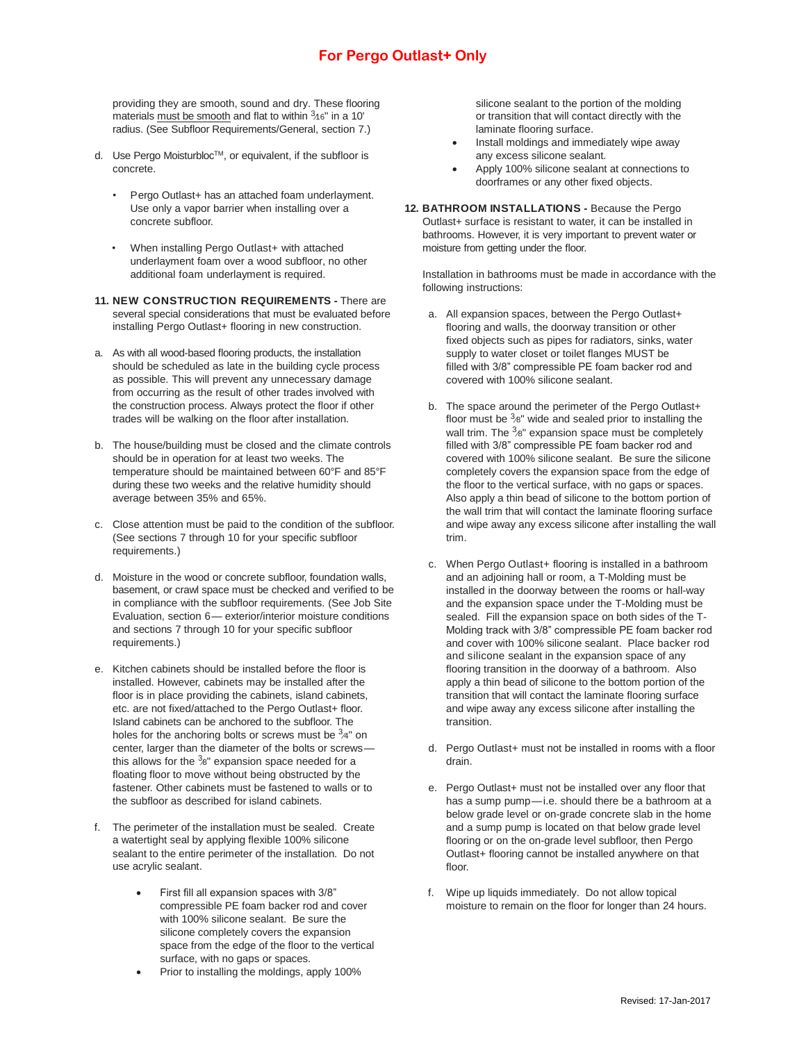# For Pergo Outlast+ Only

providing they are smooth, sound and dry. These flooring materials must be smooth and flat to within 3⁄16" in a 10' radius. (See Subfloor Requirements/General, section 7.)

d. Use Pergo Moisturbloc™, or equivalent, if the subfloor is concrete.

- Pergo Outlast+ has an attached foam underlayment. Use only a vapor barrier when installing over a concrete subfloor.
- When installing Pergo Outlast+ with attached underlayment foam over a wood subfloor, no other additional foam underlayment is required.

**11. NEW CONSTRUCTION REQUIREMENTS -** There are several special considerations that must be evaluated before installing Pergo Outlast+ flooring in new construction.

a. As with all wood-based flooring products, the installation should be scheduled as late in the building cycle process as possible. This will prevent any unnecessary damage from occurring as the result of other trades involved with the construction process. Always protect the floor if other trades will be walking on the floor after installation.

b. The house/building must be closed and the climate controls should be in operation for at least two weeks. The temperature should be maintained between 60°F and 85°F during these two weeks and the relative humidity should average between 35% and 65%.

c. Close attention must be paid to the condition of the subfloor. (See sections 7 through 10 for your specific subfloor requirements.)

d. Moisture in the wood or concrete subfloor, foundation walls, basement, or crawl space must be checked and verified to be in compliance with the subfloor requirements. (See Job Site Evaluation, section 6— exterior/interior moisture conditions and sections 7 through 10 for your specific subfloor requirements.)

e. Kitchen cabinets should be installed before the floor is installed. However, cabinets may be installed after the floor is in place providing the cabinets, island cabinets, etc. are not fixed/attached to the Pergo Outlast+ floor. Island cabinets can be anchored to the subfloor. The holes for the anchoring bolts or screws must be 3⁄4" on center, larger than the diameter of the bolts or screws—this allows for the 3⁄8" expansion space needed for a floating floor to move without being obstructed by the fastener. Other cabinets must be fastened to walls or to the subfloor as described for island cabinets.

f. The perimeter of the installation must be sealed. Create a watertight seal by applying flexible 100% silicone sealant to the entire perimeter of the installation. Do not use acrylic sealant.

- First fill all expansion spaces with 3/8" compressible PE foam backer rod and cover with 100% silicone sealant. Be sure the silicone completely covers the expansion space from the edge of the floor to the vertical surface, with no gaps or spaces.
- Prior to installing the moldings, apply 100% silicone sealant to the portion of the molding or transition that will contact directly with the laminate flooring surface.
- Install moldings and immediately wipe away any excess silicone sealant.
- Apply 100% silicone sealant at connections to doorframes or any other fixed objects.

**12. BATHROOM INSTALLATIONS -** Because the Pergo Outlast+ surface is resistant to water, it can be installed in bathrooms. However, it is very important to prevent water or moisture from getting under the floor.

Installation in bathrooms must be made in accordance with the following instructions:

a. All expansion spaces, between the Pergo Outlast+ flooring and walls, the doorway transition or other fixed objects such as pipes for radiators, sinks, water supply to water closet or toilet flanges MUST be filled with 3/8" compressible PE foam backer rod and covered with 100% silicone sealant.

b. The space around the perimeter of the Pergo Outlast+ floor must be 3⁄8" wide and sealed prior to installing the wall trim. The 3⁄8" expansion space must be completely filled with 3/8" compressible PE foam backer rod and covered with 100% silicone sealant. Be sure the silicone completely covers the expansion space from the edge of the floor to the vertical surface, with no gaps or spaces. Also apply a thin bead of silicone to the bottom portion of the wall trim that will contact the laminate flooring surface and wipe away any excess silicone after installing the wall trim.

c. When Pergo Outlast+ flooring is installed in a bathroom and an adjoining hall or room, a T-Molding must be installed in the doorway between the rooms or hall-way and the expansion space under the T-Molding must be sealed. Fill the expansion space on both sides of the T-Molding track with 3/8" compressible PE foam backer rod and cover with 100% silicone sealant. Place backer rod and silicone sealant in the expansion space of any flooring transition in the doorway of a bathroom. Also apply a thin bead of silicone to the bottom portion of the transition that will contact the laminate flooring surface and wipe away any excess silicone after installing the transition.

d. Pergo Outlast+ must not be installed in rooms with a floor drain.

e. Pergo Outlast+ must not be installed over any floor that has a sump pump—i.e. should there be a bathroom at a below grade level or on-grade concrete slab in the home and a sump pump is located on that below grade level flooring or on the on-grade level subfloor, then Pergo Outlast+ flooring cannot be installed anywhere on that floor.

f. Wipe up liquids immediately. Do not allow topical moisture to remain on the floor for longer than 24 hours.

Revised: 17-Jan-2017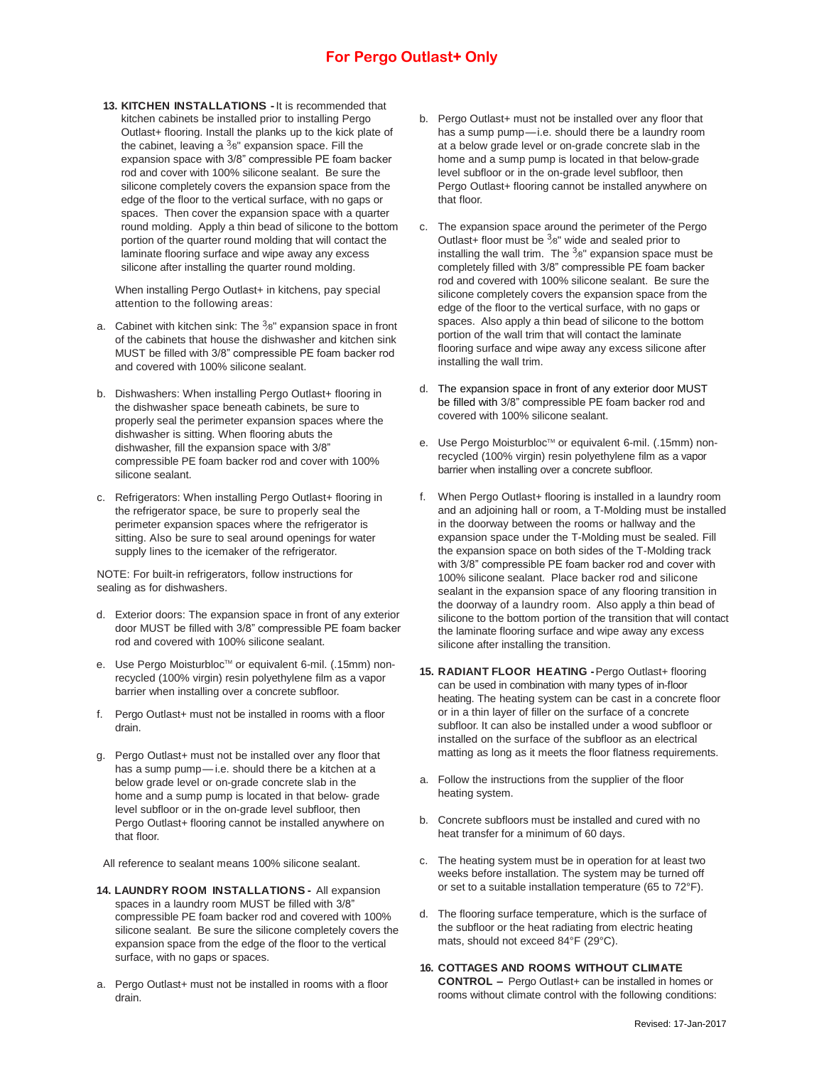# For Pergo Outlast+ Only

**13. KITCHEN INSTALLATIONS -** It is recommended that kitchen cabinets be installed prior to installing Pergo Outlast+ flooring. Install the planks up to the kick plate of the cabinet, leaving a 3⁄8" expansion space. Fill the expansion space with 3/8" compressible PE foam backer rod and cover with 100% silicone sealant. Be sure the silicone completely covers the expansion space from the edge of the floor to the vertical surface, with no gaps or spaces. Then cover the expansion space with a quarter round molding. Apply a thin bead of silicone to the bottom portion of the quarter round molding that will contact the laminate flooring surface and wipe away any excess silicone after installing the quarter round molding.

When installing Pergo Outlast+ in kitchens, pay special attention to the following areas:

a. Cabinet with kitchen sink: The 3⁄8" expansion space in front of the cabinets that house the dishwasher and kitchen sink MUST be filled with 3/8" compressible PE foam backer rod and covered with 100% silicone sealant.

b. Dishwashers: When installing Pergo Outlast+ flooring in the dishwasher space beneath cabinets, be sure to properly seal the perimeter expansion spaces where the dishwasher is sitting. When flooring abuts the dishwasher, fill the expansion space with 3/8" compressible PE foam backer rod and cover with 100% silicone sealant.

c. Refrigerators: When installing Pergo Outlast+ flooring in the refrigerator space, be sure to properly seal the perimeter expansion spaces where the refrigerator is sitting. Also be sure to seal around openings for water supply lines to the icemaker of the refrigerator.

NOTE: For built-in refrigerators, follow instructions for sealing as for dishwashers.

d. Exterior doors: The expansion space in front of any exterior door MUST be filled with 3/8" compressible PE foam backer rod and covered with 100% silicone sealant.

e. Use Pergo Moisturbloc™ or equivalent 6-mil. (.15mm) non-recycled (100% virgin) resin polyethylene film as a vapor barrier when installing over a concrete subfloor.

f. Pergo Outlast+ must not be installed in rooms with a floor drain.

g. Pergo Outlast+ must not be installed over any floor that has a sump pump—i.e. should there be a kitchen at a below grade level or on-grade concrete slab in the home and a sump pump is located in that below- grade level subfloor or in the on-grade level subfloor, then Pergo Outlast+ flooring cannot be installed anywhere on that floor.

All reference to sealant means 100% silicone sealant.

**14. LAUNDRY ROOM INSTALLATIONS -** All expansion spaces in a laundry room MUST be filled with 3/8" compressible PE foam backer rod and covered with 100% silicone sealant. Be sure the silicone completely covers the expansion space from the edge of the floor to the vertical surface, with no gaps or spaces.

a. Pergo Outlast+ must not be installed in rooms with a floor drain.

b. Pergo Outlast+ must not be installed over any floor that has a sump pump—i.e. should there be a laundry room at a below grade level or on-grade concrete slab in the home and a sump pump is located in that below-grade level subfloor or in the on-grade level subfloor, then Pergo Outlast+ flooring cannot be installed anywhere on that floor.

c. The expansion space around the perimeter of the Pergo Outlast+ floor must be 3⁄8" wide and sealed prior to installing the wall trim. The 3⁄8" expansion space must be completely filled with 3/8" compressible PE foam backer rod and covered with 100% silicone sealant. Be sure the silicone completely covers the expansion space from the edge of the floor to the vertical surface, with no gaps or spaces. Also apply a thin bead of silicone to the bottom portion of the wall trim that will contact the laminate flooring surface and wipe away any excess silicone after installing the wall trim.

d. The expansion space in front of any exterior door MUST be filled with 3/8" compressible PE foam backer rod and covered with 100% silicone sealant.

e. Use Pergo Moisturbloc™ or equivalent 6-mil. (.15mm) non-recycled (100% virgin) resin polyethylene film as a vapor barrier when installing over a concrete subfloor.

f. When Pergo Outlast+ flooring is installed in a laundry room and an adjoining hall or room, a T-Molding must be installed in the doorway between the rooms or hallway and the expansion space under the T-Molding must be sealed. Fill the expansion space on both sides of the T-Molding track with 3/8" compressible PE foam backer rod and cover with 100% silicone sealant. Place backer rod and silicone sealant in the expansion space of any flooring transition in the doorway of a laundry room. Also apply a thin bead of silicone to the bottom portion of the transition that will contact the laminate flooring surface and wipe away any excess silicone after installing the transition.

**15. RADIANT FLOOR HEATING -** Pergo Outlast+ flooring can be used in combination with many types of in-floor heating. The heating system can be cast in a concrete floor or in a thin layer of filler on the surface of a concrete subfloor. It can also be installed under a wood subfloor or installed on the surface of the subfloor as an electrical matting as long as it meets the floor flatness requirements.

a. Follow the instructions from the supplier of the floor heating system.

b. Concrete subfloors must be installed and cured with no heat transfer for a minimum of 60 days.

c. The heating system must be in operation for at least two weeks before installation. The system may be turned off or set to a suitable installation temperature (65 to 72°F).

d. The flooring surface temperature, which is the surface of the subfloor or the heat radiating from electric heating mats, should not exceed 84°F (29°C).

**16. COTTAGES AND ROOMS WITHOUT CLIMATE CONTROL –** Pergo Outlast+ can be installed in homes or rooms without climate control with the following conditions:

Revised: 17-Jan-2017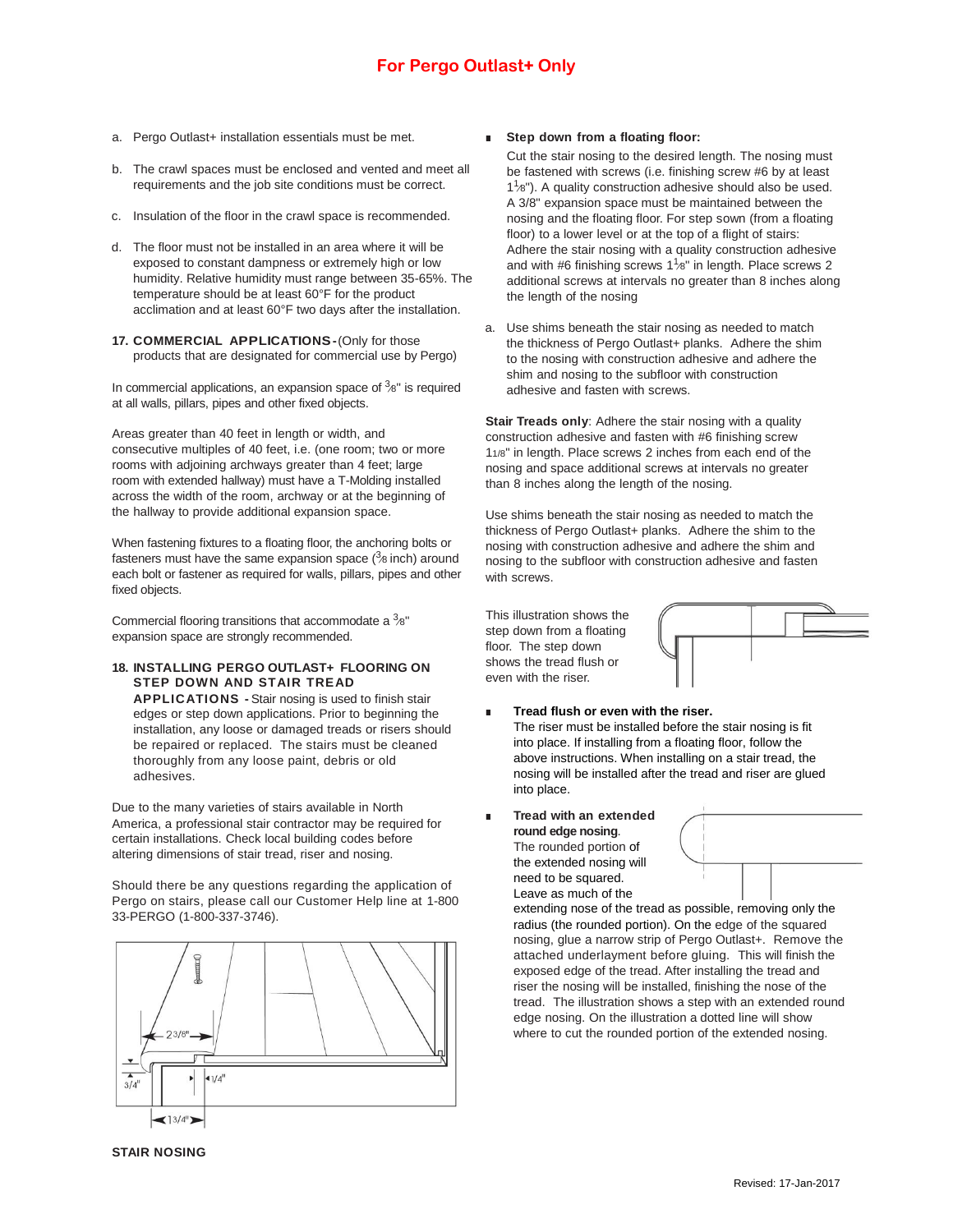# For Pergo Outlast+ Only

a. Pergo Outlast+ installation essentials must be met.

b. The crawl spaces must be enclosed and vented and meet all requirements and the job site conditions must be correct.

c. Insulation of the floor in the crawl space is recommended.

d. The floor must not be installed in an area where it will be exposed to constant dampness or extremely high or low humidity. Relative humidity must range between 35-65%. The temperature should be at least 60°F for the product acclimation and at least 60°F two days after the installation.

**17. COMMERCIAL APPLICATIONS**-(Only for those products that are designated for commercial use by Pergo)

In commercial applications, an expansion space of 3/8" is required at all walls, pillars, pipes and other fixed objects.

Areas greater than 40 feet in length or width, and consecutive multiples of 40 feet, i.e. (one room; two or more rooms with adjoining archways greater than 4 feet; large room with extended hallway) must have a T-Molding installed across the width of the room, archway or at the beginning of the hallway to provide additional expansion space.

When fastening fixtures to a floating floor, the anchoring bolts or fasteners must have the same expansion space (3/8 inch) around each bolt or fastener as required for walls, pillars, pipes and other fixed objects.

Commercial flooring transitions that accommodate a 3/8" expansion space are strongly recommended.

**18. INSTALLING PERGO OUTLAST+ FLOORING ON STEP DOWN AND STAIR TREAD APPLICATIONS** - Stair nosing is used to finish stair edges or step down applications. Prior to beginning the installation, any loose or damaged treads or risers should be repaired or replaced. The stairs must be cleaned thoroughly from any loose paint, debris or old adhesives.

Due to the many varieties of stairs available in North America, a professional stair contractor may be required for certain installations. Check local building codes before altering dimensions of stair tread, riser and nosing.

Should there be any questions regarding the application of Pergo on stairs, please call our Customer Help line at 1-800 33-PERGO (1-800-337-3746).

2 3/8"

3/4"

1/4"

1 3/4"

**STAIR NOSING**

- **Step down from a floating floor:**
  Cut the stair nosing to the desired length. The nosing must be fastened with screws (i.e. finishing screw #6 by at least 1 1/8"). A quality construction adhesive should also be used. A 3/8" expansion space must be maintained between the nosing and the floating floor. For step sown (from a floating floor) to a lower level or at the top of a flight of stairs: Adhere the stair nosing with a quality construction adhesive and with #6 finishing screws 1 1/8" in length. Place screws 2 additional screws at intervals no greater than 8 inches along the length of the nosing

a. Use shims beneath the stair nosing as needed to match the thickness of Pergo Outlast+ planks. Adhere the shim to the nosing with construction adhesive and adhere the shim and nosing to the subfloor with construction adhesive and fasten with screws.

**Stair Treads only**: Adhere the stair nosing with a quality construction adhesive and fasten with #6 finishing screw 1 1/8" in length. Place screws 2 inches from each end of the nosing and space additional screws at intervals no greater than 8 inches along the length of the nosing.

Use shims beneath the stair nosing as needed to match the thickness of Pergo Outlast+ planks. Adhere the shim to the nosing with construction adhesive and adhere the shim and nosing to the subfloor with construction adhesive and fasten with screws.

This illustration shows the step down from a floating floor. The step down shows the tread flush or even with the riser.

- **Tread flush or even with the riser.**
  The riser must be installed before the stair nosing is fit into place. If installing from a floating floor, follow the above instructions. When installing on a stair tread, the nosing will be installed after the tread and riser are glued into place.

- **Tread with an extended round edge nosing**.
  The rounded portion of the extended nosing will need to be squared. Leave as much of the extending nose of the tread as possible, removing only the radius (the rounded portion). On the edge of the squared nosing, glue a narrow strip of Pergo Outlast+. Remove the attached underlayment before gluing. This will finish the exposed edge of the tread. After installing the tread and riser the nosing will be installed, finishing the nose of the tread. The illustration shows a step with an extended round edge nosing. On the illustration a dotted line will show where to cut the rounded portion of the extended nosing.

Revised: 17-Jan-2017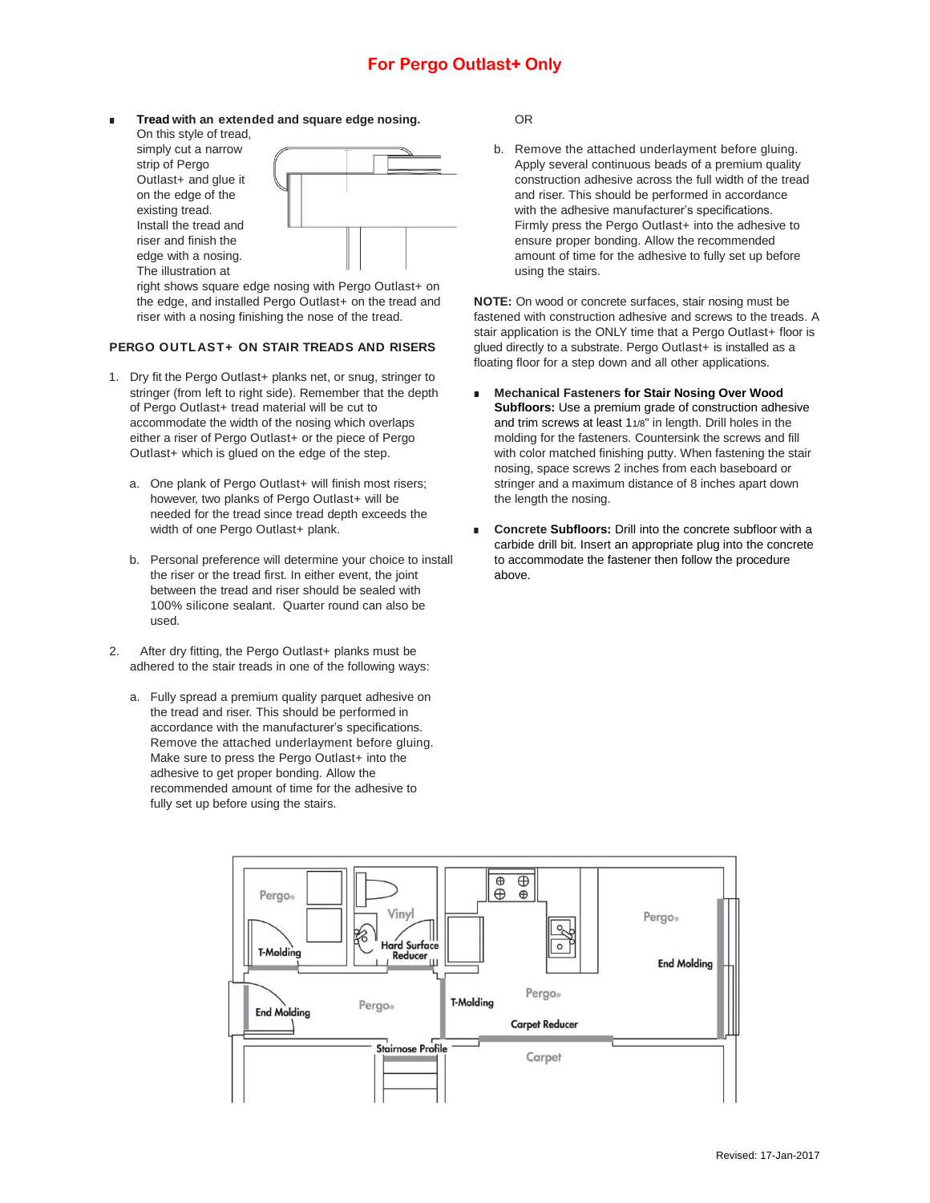## For Pergo Outlast+ Only

- **Tread with an extended and square edge nosing.** On this style of tread, simply cut a narrow strip of Pergo Outlast+ and glue it on the edge of the existing tread. Install the tread and riser and finish the edge with a nosing. The illustration at right shows square edge nosing with Pergo Outlast+ on the edge, and installed Pergo Outlast+ on the tread and riser with a nosing finishing the nose of the tread.

### PERGO OUTLAST+ ON STAIR TREADS AND RISERS

1. Dry fit the Pergo Outlast+ planks net, or snug, stringer to stringer (from left to right side). Remember that the depth of Pergo Outlast+ tread material will be cut to accommodate the width of the nosing which overlaps either a riser of Pergo Outlast+ or the piece of Pergo Outlast+ which is glued on the edge of the step.

   a. One plank of Pergo Outlast+ will finish most risers; however, two planks of Pergo Outlast+ will be needed for the tread since tread depth exceeds the width of one Pergo Outlast+ plank.

   b. Personal preference will determine your choice to install the riser or the tread first. In either event, the joint between the tread and riser should be sealed with 100% silicone sealant. Quarter round can also be used.

2. After dry fitting, the Pergo Outlast+ planks must be adhered to the stair treads in one of the following ways:

   a. Fully spread a premium quality parquet adhesive on the tread and riser. This should be performed in accordance with the manufacturer's specifications. Remove the attached underlayment before gluing. Make sure to press the Pergo Outlast+ into the adhesive to get proper bonding. Allow the recommended amount of time for the adhesive to fully set up before using the stairs.

   OR

   b. Remove the attached underlayment before gluing. Apply several continuous beads of a premium quality construction adhesive across the full width of the tread and riser. This should be performed in accordance with the adhesive manufacturer's specifications. Firmly press the Pergo Outlast+ into the adhesive to ensure proper bonding. Allow the recommended amount of time for the adhesive to fully set up before using the stairs.

**NOTE:** On wood or concrete surfaces, stair nosing must be fastened with construction adhesive and screws to the treads. A stair application is the ONLY time that a Pergo Outlast+ floor is glued directly to a substrate. Pergo Outlast+ is installed as a floating floor for a step down and all other applications.

- **Mechanical Fasteners for Stair Nosing Over Wood Subfloors:** Use a premium grade of construction adhesive and trim screws at least 1 1/8" in length. Drill holes in the molding for the fasteners. Countersink the screws and fill with color matched finishing putty. When fastening the stair nosing, space screws 2 inches from each baseboard or stringer and a maximum distance of 8 inches apart down the length the nosing.

- **Concrete Subfloors:** Drill into the concrete subfloor with a carbide drill bit. Insert an appropriate plug into the concrete to accommodate the fastener then follow the procedure above.

Pergo
T-Molding
Vinyl
Hard Surface Reducer
Pergo
End Molding
End Molding
Pergo
T-Molding
Pergo
Carpet Reducer
Stairnose Profile
Carpet

Revised: 17-Jan-2017